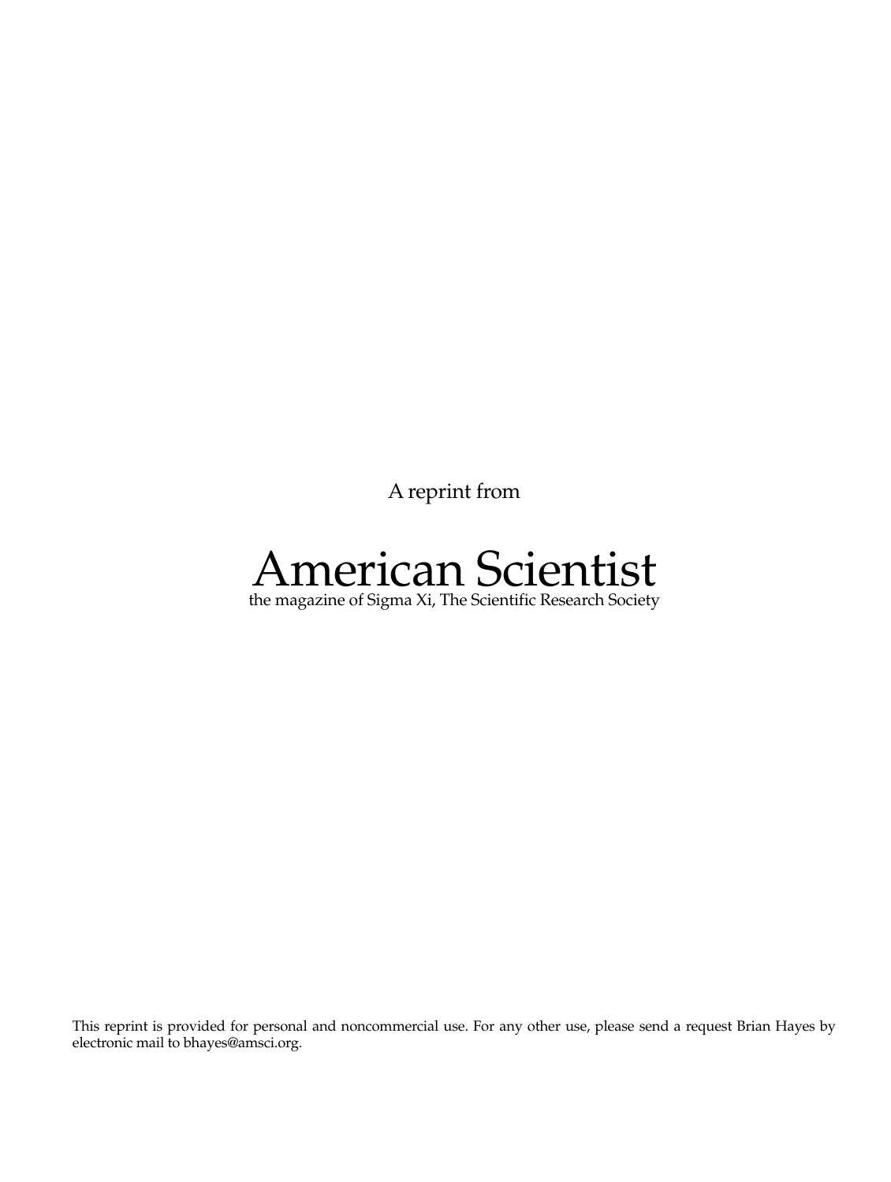A reprint from

# American Scientist

the magazine of Sigma Xi, The Scientific Research Society

This reprint is provided for personal and noncommercial use. For any other use, please send a request Brian Hayes by electronic mail to bhayes@amsci.org.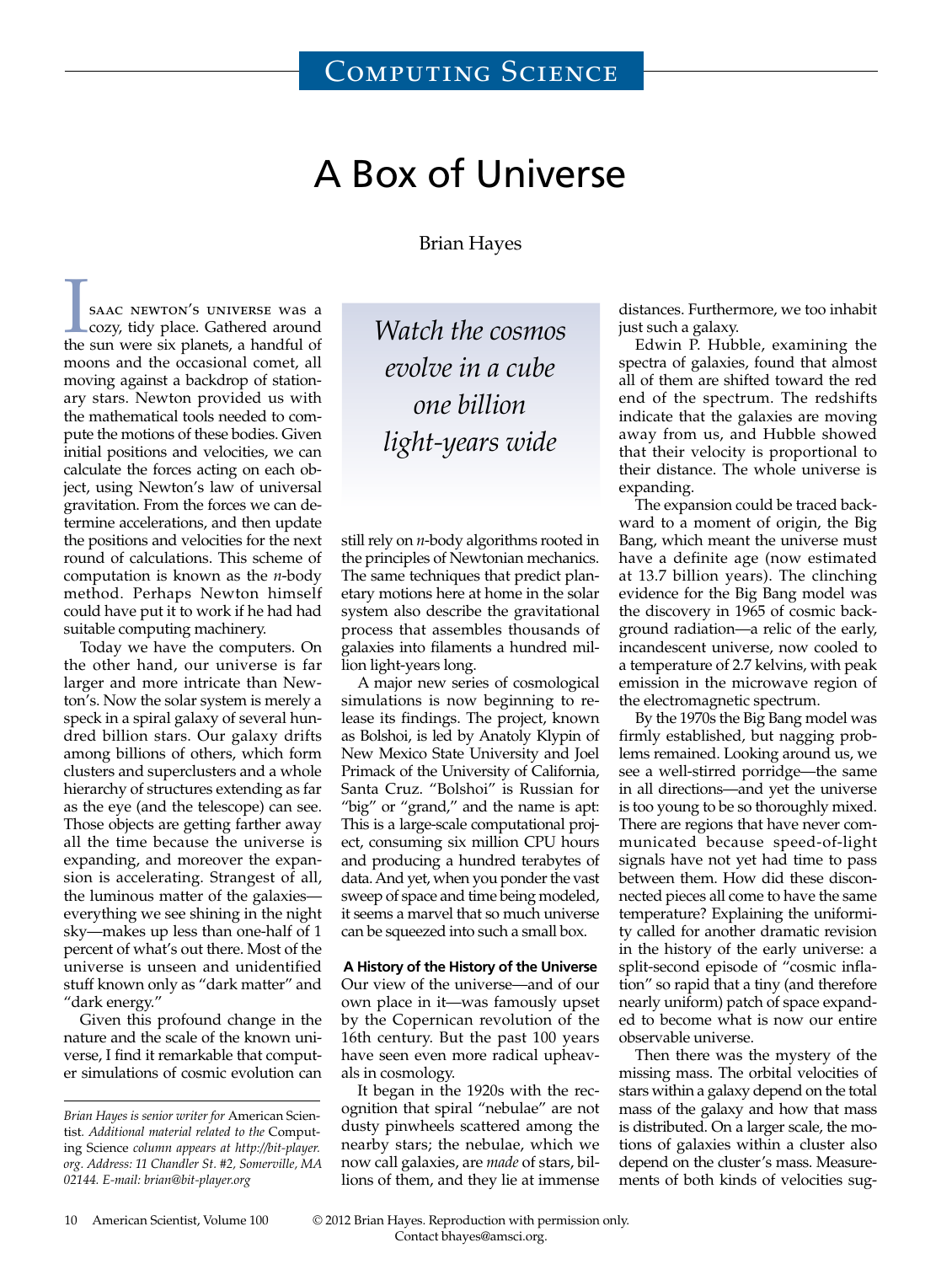# A Box of Universe

Brian Hayes

*Watch the cosmos evolve in a cube one billion light-years wide*

Isaac Newton's universe was a cozy, tidy place. Gathered around the sun were six planets, a handful of moons and the occasional comet, all moving against a backdrop of stationary stars. Newton provided us with the mathematical tools needed to compute the motions of these bodies. Given initial positions and velocities, we can calculate the forces acting on each object, using Newton's law of universal gravitation. From the forces we can determine accelerations, and then update the positions and velocities for the next round of calculations. This scheme of computation is known as the *n*-body method. Perhaps Newton himself could have put it to work if he had had suitable computing machinery.

Today we have the computers. On the other hand, our universe is far larger and more intricate than Newton's. Now the solar system is merely a speck in a spiral galaxy of several hundred billion stars. Our galaxy drifts among billions of others, which form clusters and superclusters and a whole hierarchy of structures extending as far as the eye (and the telescope) can see. Those objects are getting farther away all the time because the universe is expanding, and moreover the expansion is accelerating. Strangest of all, the luminous matter of the galaxies—everything we see shining in the night sky—makes up less than one-half of 1 percent of what's out there. Most of the universe is unseen and unidentified stuff known only as "dark matter" and "dark energy."

Given this profound change in the nature and the scale of the known universe, I find it remarkable that computer simulations of cosmic evolution can still rely on *n*-body algorithms rooted in the principles of Newtonian mechanics. The same techniques that predict planetary motions here at home in the solar system also describe the gravitational process that assembles thousands of galaxies into filaments a hundred million light-years long.

A major new series of cosmological simulations is now beginning to release its findings. The project, known as Bolshoi, is led by Anatoly Klypin of New Mexico State University and Joel Primack of the University of California, Santa Cruz. "Bolshoi" is Russian for "big" or "grand," and the name is apt: This is a large-scale computational project, consuming six million CPU hours and producing a hundred terabytes of data. And yet, when you ponder the vast sweep of space and time being modeled, it seems a marvel that so much universe can be squeezed into such a small box.

### A History of the History of the Universe

Our view of the universe—and of our own place in it—was famously upset by the Copernican revolution of the 16th century. But the past 100 years have seen even more radical upheavals in cosmology.

It began in the 1920s with the recognition that spiral "nebulae" are not dusty pinwheels scattered among the nearby stars; the nebulae, which we now call galaxies, are *made* of stars, billions of them, and they lie at immense distances. Furthermore, we too inhabit just such a galaxy.

Edwin P. Hubble, examining the spectra of galaxies, found that almost all of them are shifted toward the red end of the spectrum. The redshifts indicate that the galaxies are moving away from us, and Hubble showed that their velocity is proportional to their distance. The whole universe is expanding.

The expansion could be traced backward to a moment of origin, the Big Bang, which meant the universe must have a definite age (now estimated at 13.7 billion years). The clinching evidence for the Big Bang model was the discovery in 1965 of cosmic background radiation—a relic of the early, incandescent universe, now cooled to a temperature of 2.7 kelvins, with peak emission in the microwave region of the electromagnetic spectrum.

By the 1970s the Big Bang model was firmly established, but nagging problems remained. Looking around us, we see a well-stirred porridge—the same in all directions—and yet the universe is too young to be so thoroughly mixed. There are regions that have never communicated because speed-of-light signals have not yet had time to pass between them. How did these disconnected pieces all come to have the same temperature? Explaining the uniformity called for another dramatic revision in the history of the early universe: a split-second episode of "cosmic inflation" so rapid that a tiny (and therefore nearly uniform) patch of space expanded to become what is now our entire observable universe.

Then there was the mystery of the missing mass. The orbital velocities of stars within a galaxy depend on the total mass of the galaxy and how that mass is distributed. On a larger scale, the motions of galaxies within a cluster also depend on the cluster's mass. Measurements of both kinds of velocities sug-

*Brian Hayes is senior writer for* American Scientist. *Additional material related to the* Computing Science *column appears at http://bit-player.org. Address: 11 Chandler St. #2, Somerville, MA 02144. E-mail: brian@bit-player.org*

© 2012 Brian Hayes. Reproduction with permission only. Contact bhayes@amsci.org.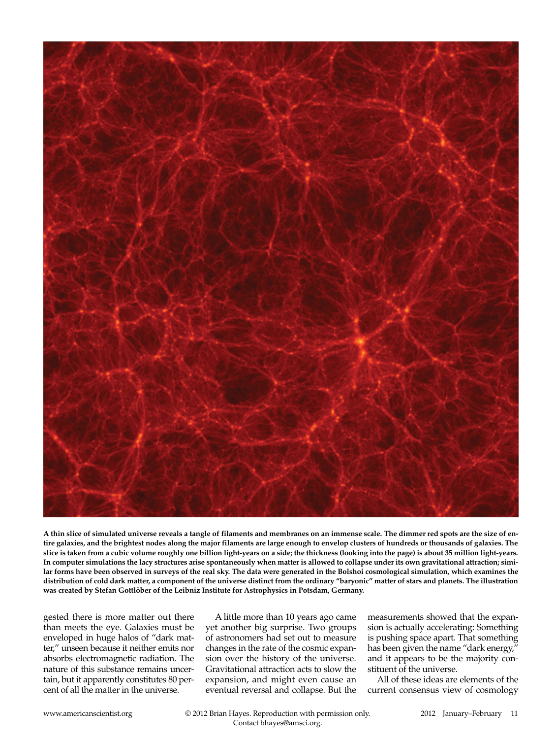**A thin slice of simulated universe reveals a tangle of filaments and membranes on an immense scale. The dimmer red spots are the size of entire galaxies, and the brightest nodes along the major filaments are large enough to envelop clusters of hundreds or thousands of galaxies. The slice is taken from a cubic volume roughly one billion light-years on a side; the thickness (looking into the page) is about 35 million light-years. In computer simulations the lacy structures arise spontaneously when matter is allowed to collapse under its own gravitational attraction; similar forms have been observed in surveys of the real sky. The data were generated in the Bolshoi cosmological simulation, which examines the distribution of cold dark matter, a component of the universe distinct from the ordinary "baryonic" matter of stars and planets. The illustration was created by Stefan Gottlöber of the Leibniz Institute for Astrophysics in Potsdam, Germany.**

gested there is more matter out there than meets the eye. Galaxies must be enveloped in huge halos of "dark matter," unseen because it neither emits nor absorbs electromagnetic radiation. The nature of this substance remains uncertain, but it apparently constitutes 80 percent of all the matter in the universe.

A little more than 10 years ago came yet another big surprise. Two groups of astronomers had set out to measure changes in the rate of the cosmic expansion over the history of the universe. Gravitational attraction acts to slow the expansion, and might even cause an eventual reversal and collapse. But the measurements showed that the expansion is actually accelerating: Something is pushing space apart. That something has been given the name "dark energy," and it appears to be the majority constituent of the universe.

All of these ideas are elements of the current consensus view of cosmology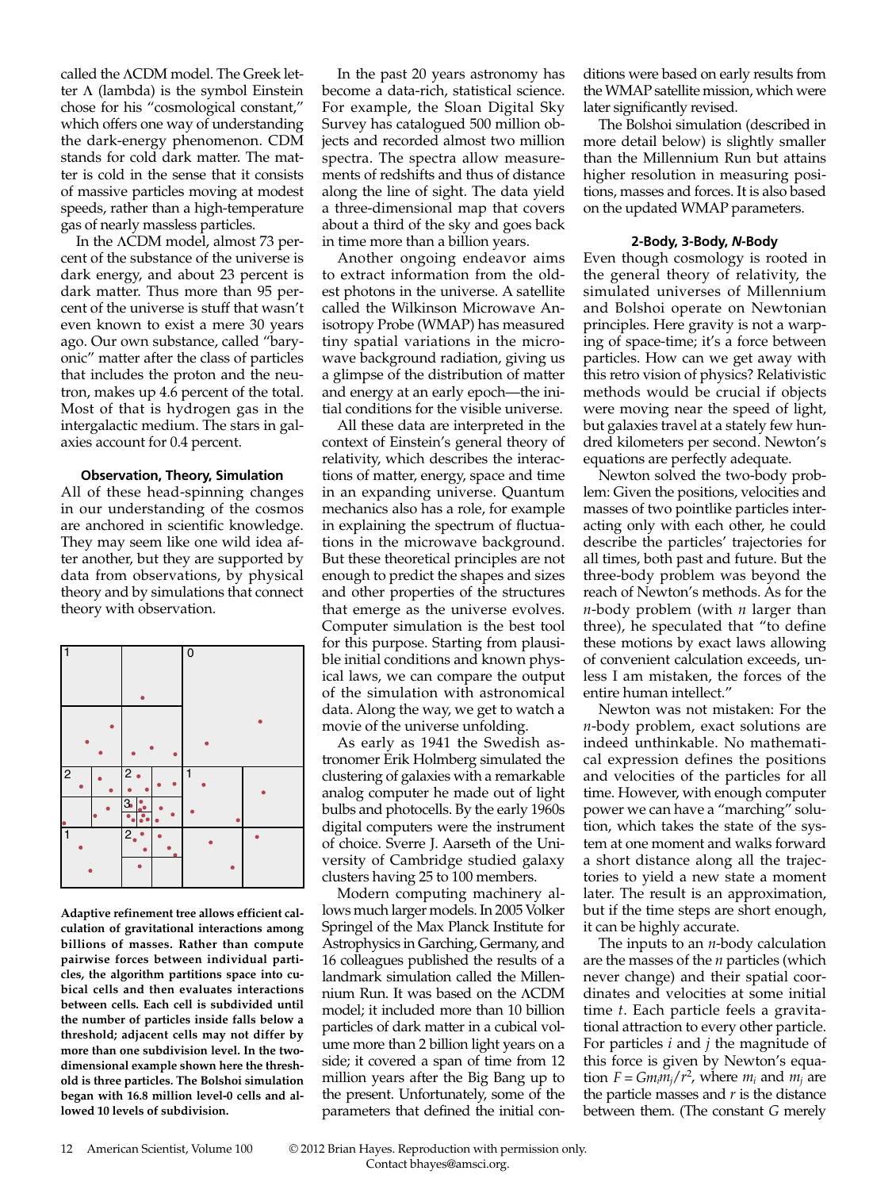called the ΛCDM model. The Greek letter Λ (lambda) is the symbol Einstein chose for his "cosmological constant," which offers one way of understanding the dark-energy phenomenon. CDM stands for cold dark matter. The matter is cold in the sense that it consists of massive particles moving at modest speeds, rather than a high-temperature gas of nearly massless particles.

In the ΛCDM model, almost 73 percent of the substance of the universe is dark energy, and about 23 percent is dark matter. Thus more than 95 percent of the universe is stuff that wasn't even known to exist a mere 30 years ago. Our own substance, called "baryonic" matter after the class of particles that includes the proton and the neutron, makes up 4.6 percent of the total. Most of that is hydrogen gas in the intergalactic medium. The stars in galaxies account for 0.4 percent.

### Observation, Theory, Simulation

All of these head-spinning changes in our understanding of the cosmos are anchored in scientific knowledge. They may seem like one wild idea after another, but they are supported by data from observations, by physical theory and by simulations that connect theory with observation.

**Adaptive refinement tree allows efficient calculation of gravitational interactions among billions of masses. Rather than compute pairwise forces between individual particles, the algorithm partitions space into cubical cells and then evaluates interactions between cells. Each cell is subdivided until the number of particles inside falls below a threshold; adjacent cells may not differ by more than one subdivision level. In the two-dimensional example shown here the threshold is three particles. The Bolshoi simulation began with 16.8 million level-0 cells and allowed 10 levels of subdivision.**

In the past 20 years astronomy has become a data-rich, statistical science. For example, the Sloan Digital Sky Survey has catalogued 500 million objects and recorded almost two million spectra. The spectra allow measurements of redshifts and thus of distance along the line of sight. The data yield a three-dimensional map that covers about a third of the sky and goes back in time more than a billion years.

Another ongoing endeavor aims to extract information from the oldest photons in the universe. A satellite called the Wilkinson Microwave Anisotropy Probe (WMAP) has measured tiny spatial variations in the microwave background radiation, giving us a glimpse of the distribution of matter and energy at an early epoch—the initial conditions for the visible universe.

All these data are interpreted in the context of Einstein's general theory of relativity, which describes the interactions of matter, energy, space and time in an expanding universe. Quantum mechanics also has a role, for example in explaining the spectrum of fluctuations in the microwave background. But these theoretical principles are not enough to predict the shapes and sizes and other properties of the structures that emerge as the universe evolves. Computer simulation is the best tool for this purpose. Starting from plausible initial conditions and known physical laws, we can compare the output of the simulation with astronomical data. Along the way, we get to watch a movie of the universe unfolding.

As early as 1941 the Swedish astronomer Erik Holmberg simulated the clustering of galaxies with a remarkable analog computer he made out of light bulbs and photocells. By the early 1960s digital computers were the instrument of choice. Sverre J. Aarseth of the University of Cambridge studied galaxy clusters having 25 to 100 members.

Modern computing machinery allows much larger models. In 2005 Volker Springel of the Max Planck Institute for Astrophysics in Garching, Germany, and 16 colleagues published the results of a landmark simulation called the Millennium Run. It was based on the ΛCDM model; it included more than 10 billion particles of dark matter in a cubical volume more than 2 billion light years on a side; it covered a span of time from 12 million years after the Big Bang up to the present. Unfortunately, some of the parameters that defined the initial conditions were based on early results from the WMAP satellite mission, which were later significantly revised.

The Bolshoi simulation (described in more detail below) is slightly smaller than the Millennium Run but attains higher resolution in measuring positions, masses and forces. It is also based on the updated WMAP parameters.

### 2-Body, 3-Body, *N*-Body

Even though cosmology is rooted in the general theory of relativity, the simulated universes of Millennium and Bolshoi operate on Newtonian principles. Here gravity is not a warping of space-time; it's a force between particles. How can we get away with this retro vision of physics? Relativistic methods would be crucial if objects were moving near the speed of light, but galaxies travel at a stately few hundred kilometers per second. Newton's equations are perfectly adequate.

Newton solved the two-body problem: Given the positions, velocities and masses of two pointlike particles interacting only with each other, he could describe the particles' trajectories for all times, both past and future. But the three-body problem was beyond the reach of Newton's methods. As for the *n*-body problem (with *n* larger than three), he speculated that "to define these motions by exact laws allowing of convenient calculation exceeds, unless I am mistaken, the forces of the entire human intellect."

Newton was not mistaken: For the *n*-body problem, exact solutions are indeed unthinkable. No mathematical expression defines the positions and velocities of the particles for all time. However, with enough computer power we can have a "marching" solution, which takes the state of the system at one moment and walks forward a short distance along all the trajectories to yield a new state a moment later. The result is an approximation, but if the time steps are short enough, it can be highly accurate.

The inputs to an *n*-body calculation are the masses of the *n* particles (which never change) and their spatial coordinates and velocities at some initial time *t*. Each particle feels a gravitational attraction to every other particle. For particles *i* and *j* the magnitude of this force is given by Newton's equation $F = Gm_im_j/r^2$, where $m_i$ and $m_j$ are the particle masses and *r* is the distance between them. (The constant *G* merely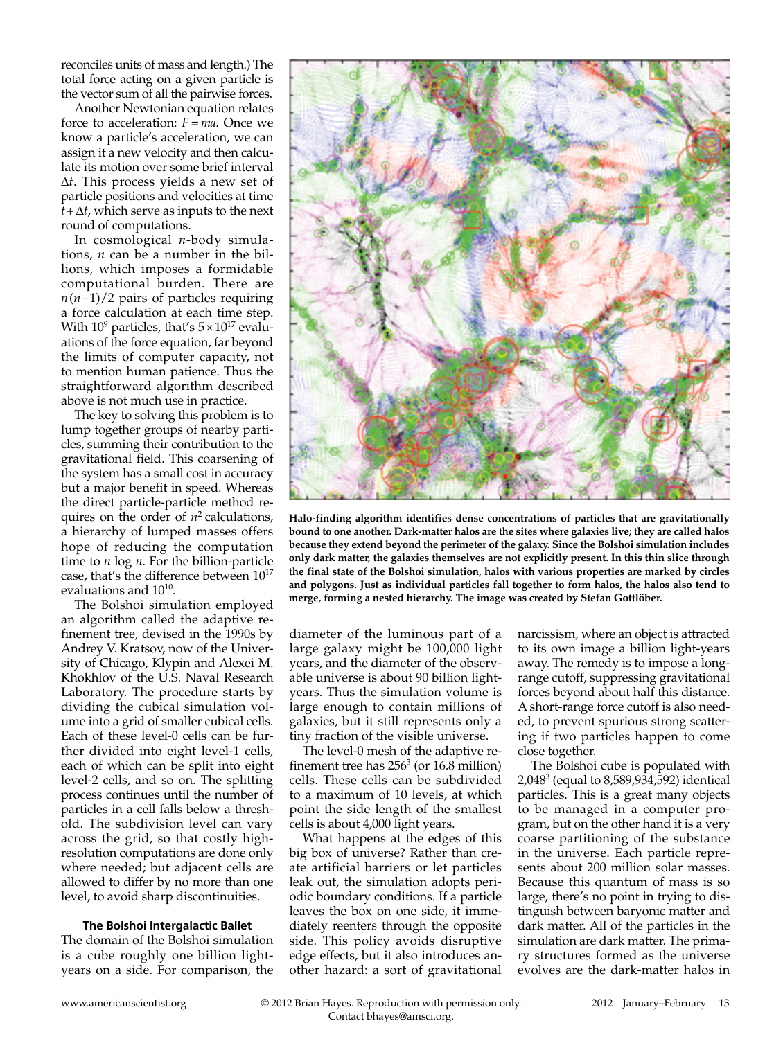reconciles units of mass and length.) The total force acting on a given particle is the vector sum of all the pairwise forces.

Another Newtonian equation relates force to acceleration: $F = ma$. Once we know a particle's acceleration, we can assign it a new velocity and then calculate its motion over some brief interval $\Delta t$. This process yields a new set of particle positions and velocities at time $t + \Delta t$, which serve as inputs to the next round of computations.

In cosmological $n$-body simulations, $n$ can be a number in the billions, which imposes a formidable computational burden. There are $n(n-1)/2$ pairs of particles requiring a force calculation at each time step. With $10^9$ particles, that's $5 \times 10^{17}$ evaluations of the force equation, far beyond the limits of computer capacity, not to mention human patience. Thus the straightforward algorithm described above is not much use in practice.

The key to solving this problem is to lump together groups of nearby particles, summing their contribution to the gravitational field. This coarsening of the system has a small cost in accuracy but a major benefit in speed. Whereas the direct particle-particle method requires on the order of $n^2$ calculations, a hierarchy of lumped masses offers hope of reducing the computation time to $n \log n$. For the billion-particle case, that's the difference between $10^{17}$ evaluations and $10^{10}$.

The Bolshoi simulation employed an algorithm called the adaptive refinement tree, devised in the 1990s by Andrey V. Kratsov, now of the University of Chicago, Klypin and Alexei M. Khokhlov of the U.S. Naval Research Laboratory. The procedure starts by dividing the cubical simulation volume into a grid of smaller cubical cells. Each of these level-0 cells can be further divided into eight level-1 cells, each of which can be split into eight level-2 cells, and so on. The splitting process continues until the number of particles in a cell falls below a threshold. The subdivision level can vary across the grid, so that costly high-resolution computations are done only where needed; but adjacent cells are allowed to differ by no more than one level, to avoid sharp discontinuities.

Halo-finding algorithm identifies dense concentrations of particles that are gravitationally bound to one another. Dark-matter halos are the sites where galaxies live; they are called halos because they extend beyond the perimeter of the galaxy. Since the Bolshoi simulation includes only dark matter, the galaxies themselves are not explicitly present. In this thin slice through the final state of the Bolshoi simulation, halos with various properties are marked by circles and polygons. Just as individual particles fall together to form halos, the halos also tend to merge, forming a nested hierarchy. The image was created by Stefan Gottlöber.

### The Bolshoi Intergalactic Ballet

The domain of the Bolshoi simulation is a cube roughly one billion light-years on a side. For comparison, the diameter of the luminous part of a large galaxy might be 100,000 light years, and the diameter of the observable universe is about 90 billion light-years. Thus the simulation volume is large enough to contain millions of galaxies, but it still represents only a tiny fraction of the visible universe.

The level-0 mesh of the adaptive refinement tree has $256^3$ (or 16.8 million) cells. These cells can be subdivided to a maximum of 10 levels, at which point the side length of the smallest cells is about 4,000 light years.

What happens at the edges of this big box of universe? Rather than create artificial barriers or let particles leak out, the simulation adopts periodic boundary conditions. If a particle leaves the box on one side, it immediately reenters through the opposite side. This policy avoids disruptive edge effects, but it also introduces another hazard: a sort of gravitational narcissism, where an object is attracted to its own image a billion light-years away. The remedy is to impose a long-range cutoff, suppressing gravitational forces beyond about half this distance. A short-range force cutoff is also needed, to prevent spurious strong scattering if two particles happen to come close together.

The Bolshoi cube is populated with $2{,}048^3$ (equal to 8,589,934,592) identical particles. This is a great many objects to be managed in a computer program, but on the other hand it is a very coarse partitioning of the substance in the universe. Each particle represents about 200 million solar masses. Because this quantum of mass is so large, there's no point in trying to distinguish between baryonic matter and dark matter. All of the particles in the simulation are dark matter. The primary structures formed as the universe evolves are the dark-matter halos in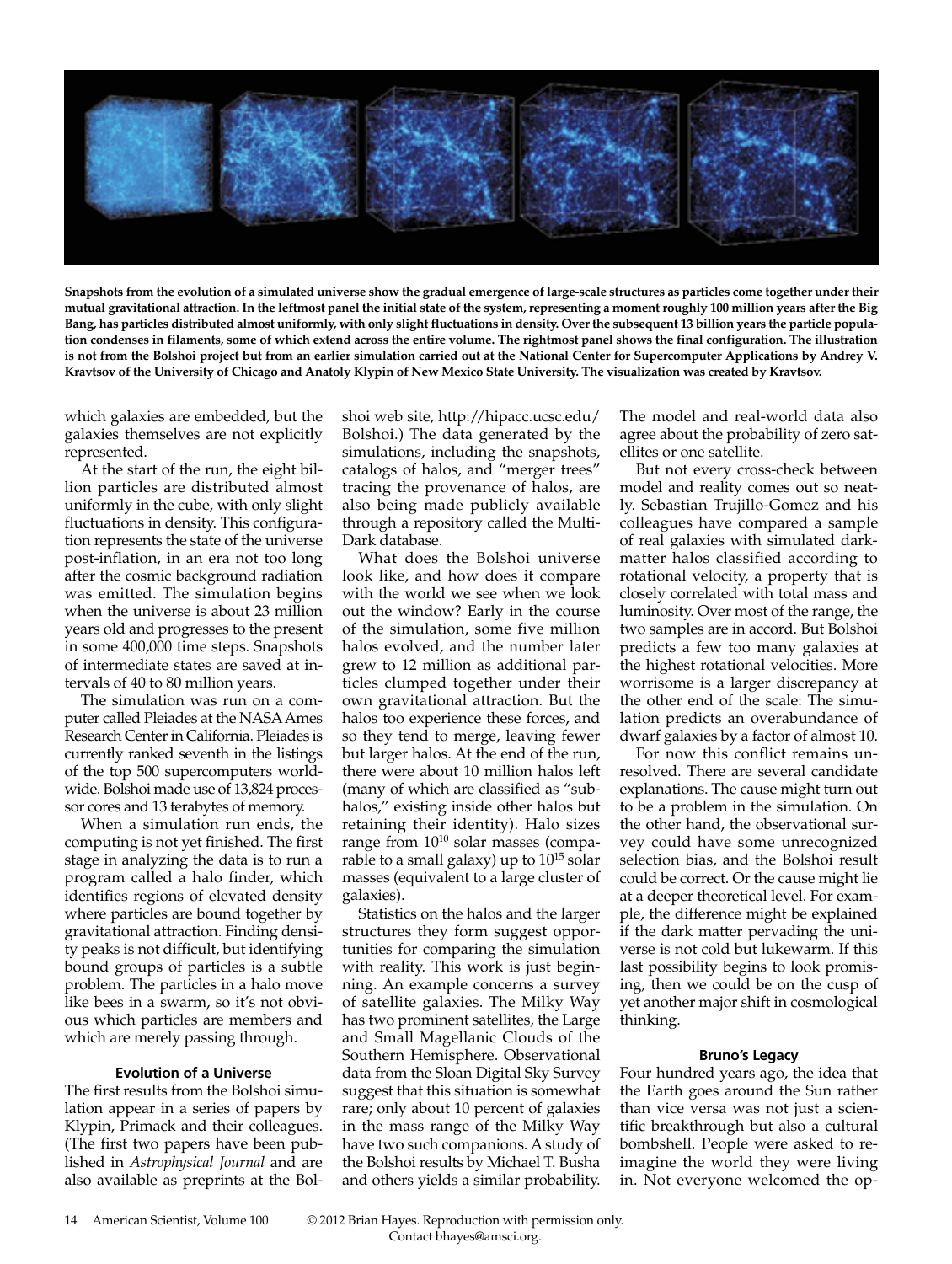Snapshots from the evolution of a simulated universe show the gradual emergence of large-scale structures as particles come together under their mutual gravitational attraction. In the leftmost panel the initial state of the system, representing a moment roughly 100 million years after the Big Bang, has particles distributed almost uniformly, with only slight fluctuations in density. Over the subsequent 13 billion years the particle population condenses in filaments, some of which extend across the entire volume. The rightmost panel shows the final configuration. The illustration is not from the Bolshoi project but from an earlier simulation carried out at the National Center for Supercomputer Applications by Andrey V. Kravtsov of the University of Chicago and Anatoly Klypin of New Mexico State University. The visualization was created by Kravtsov.

which galaxies are embedded, but the galaxies themselves are not explicitly represented.

At the start of the run, the eight billion particles are distributed almost uniformly in the cube, with only slight fluctuations in density. This configuration represents the state of the universe post-inflation, in an era not too long after the cosmic background radiation was emitted. The simulation begins when the universe is about 23 million years old and progresses to the present in some 400,000 time steps. Snapshots of intermediate states are saved at intervals of 40 to 80 million years.

The simulation was run on a computer called Pleiades at the NASA Ames Research Center in California. Pleiades is currently ranked seventh in the listings of the top 500 supercomputers worldwide. Bolshoi made use of 13,824 processor cores and 13 terabytes of memory.

When a simulation run ends, the computing is not yet finished. The first stage in analyzing the data is to run a program called a halo finder, which identifies regions of elevated density where particles are bound together by gravitational attraction. Finding density peaks is not difficult, but identifying bound groups of particles is a subtle problem. The particles in a halo move like bees in a swarm, so it's not obvious which particles are members and which are merely passing through.

### Evolution of a Universe

The first results from the Bolshoi simulation appear in a series of papers by Klypin, Primack and their colleagues. (The first two papers have been published in *Astrophysical Journal* and are also available as preprints at the Bolshoi web site, http://hipacc.ucsc.edu/Bolshoi.) The data generated by the simulations, including the snapshots, catalogs of halos, and "merger trees" tracing the provenance of halos, are also being made publicly available through a repository called the MultiDark database.

What does the Bolshoi universe look like, and how does it compare with the world we see when we look out the window? Early in the course of the simulation, some five million halos evolved, and the number later grew to 12 million as additional particles clumped together under their own gravitational attraction. But the halos too experience these forces, and so they tend to merge, leaving fewer but larger halos. At the end of the run, there were about 10 million halos left (many of which are classified as "subhalos," existing inside other halos but retaining their identity). Halo sizes range from $10^{10}$ solar masses (comparable to a small galaxy) up to $10^{15}$ solar masses (equivalent to a large cluster of galaxies).

Statistics on the halos and the larger structures they form suggest opportunities for comparing the simulation with reality. This work is just beginning. An example concerns a survey of satellite galaxies. The Milky Way has two prominent satellites, the Large and Small Magellanic Clouds of the Southern Hemisphere. Observational data from the Sloan Digital Sky Survey suggest that this situation is somewhat rare; only about 10 percent of galaxies in the mass range of the Milky Way have two such companions. A study of the Bolshoi results by Michael T. Busha and others yields a similar probability. The model and real-world data also agree about the probability of zero satellites or one satellite.

But not every cross-check between model and reality comes out so neatly. Sebastian Trujillo-Gomez and his colleagues have compared a sample of real galaxies with simulated dark-matter halos classified according to rotational velocity, a property that is closely correlated with total mass and luminosity. Over most of the range, the two samples are in accord. But Bolshoi predicts a few too many galaxies at the highest rotational velocities. More worrisome is a larger discrepancy at the other end of the scale: The simulation predicts an overabundance of dwarf galaxies by a factor of almost 10.

For now this conflict remains unresolved. There are several candidate explanations. The cause might turn out to be a problem in the simulation. On the other hand, the observational survey could have some unrecognized selection bias, and the Bolshoi result could be correct. Or the cause might lie at a deeper theoretical level. For example, the difference might be explained if the dark matter pervading the universe is not cold but lukewarm. If this last possibility begins to look promising, then we could be on the cusp of yet another major shift in cosmological thinking.

### Bruno's Legacy

Four hundred years ago, the idea that the Earth goes around the Sun rather than vice versa was not just a scientific breakthrough but also a cultural bombshell. People were asked to reimagine the world they were living in. Not everyone welcomed the op-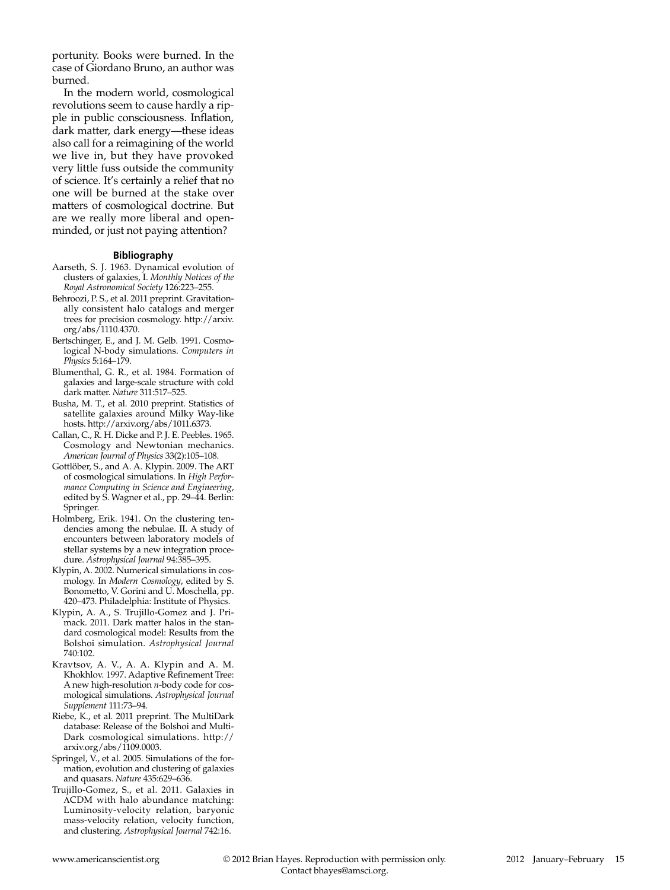portunity. Books were burned. In the case of Giordano Bruno, an author was burned.

In the modern world, cosmological revolutions seem to cause hardly a ripple in public consciousness. Inflation, dark matter, dark energy—these ideas also call for a reimagining of the world we live in, but they have provoked very little fuss outside the community of science. It's certainly a relief that no one will be burned at the stake over matters of cosmological doctrine. But are we really more liberal and open-minded, or just not paying attention?

### Bibliography

Aarseth, S. J. 1963. Dynamical evolution of clusters of galaxies, I. *Monthly Notices of the Royal Astronomical Society* 126:223–255.

Behroozi, P. S., et al. 2011 preprint. Gravitationally consistent halo catalogs and merger trees for precision cosmology. http://arxiv.org/abs/1110.4370.

Bertschinger, E., and J. M. Gelb. 1991. Cosmological N-body simulations. *Computers in Physics* 5:164–179.

Blumenthal, G. R., et al. 1984. Formation of galaxies and large-scale structure with cold dark matter. *Nature* 311:517–525.

Busha, M. T., et al. 2010 preprint. Statistics of satellite galaxies around Milky Way-like hosts. http://arxiv.org/abs/1011.6373.

Callan, C., R. H. Dicke and P. J. E. Peebles. 1965. Cosmology and Newtonian mechanics. *American Journal of Physics* 33(2):105–108.

Gottlöber, S., and A. A. Klypin. 2009. The ART of cosmological simulations. In *High Performance Computing in Science and Engineering*, edited by S. Wagner et al., pp. 29–44. Berlin: Springer.

Holmberg, Erik. 1941. On the clustering tendencies among the nebulae. II. A study of encounters between laboratory models of stellar systems by a new integration procedure. *Astrophysical Journal* 94:385–395.

Klypin, A. 2002. Numerical simulations in cosmology. In *Modern Cosmology*, edited by S. Bonometto, V. Gorini and U. Moschella, pp. 420–473. Philadelphia: Institute of Physics.

Klypin, A. A., S. Trujillo-Gomez and J. Primack. 2011. Dark matter halos in the standard cosmological model: Results from the Bolshoi simulation. *Astrophysical Journal* 740:102.

Kravtsov, A. V., A. A. Klypin and A. M. Khokhlov. 1997. Adaptive Refinement Tree: A new high-resolution *n*-body code for cosmological simulations. *Astrophysical Journal Supplement* 111:73–94.

Riebe, K., et al. 2011 preprint. The MultiDark database: Release of the Bolshoi and MultiDark cosmological simulations. http://arxiv.org/abs/1109.0003.

Springel, V., et al. 2005. Simulations of the formation, evolution and clustering of galaxies and quasars. *Nature* 435:629–636.

Trujillo-Gomez, S., et al. 2011. Galaxies in ΛCDM with halo abundance matching: Luminosity-velocity relation, baryonic mass-velocity relation, velocity function, and clustering. *Astrophysical Journal* 742:16.

© 2012 Brian Hayes. Reproduction with permission only. Contact bhayes@amsci.org.